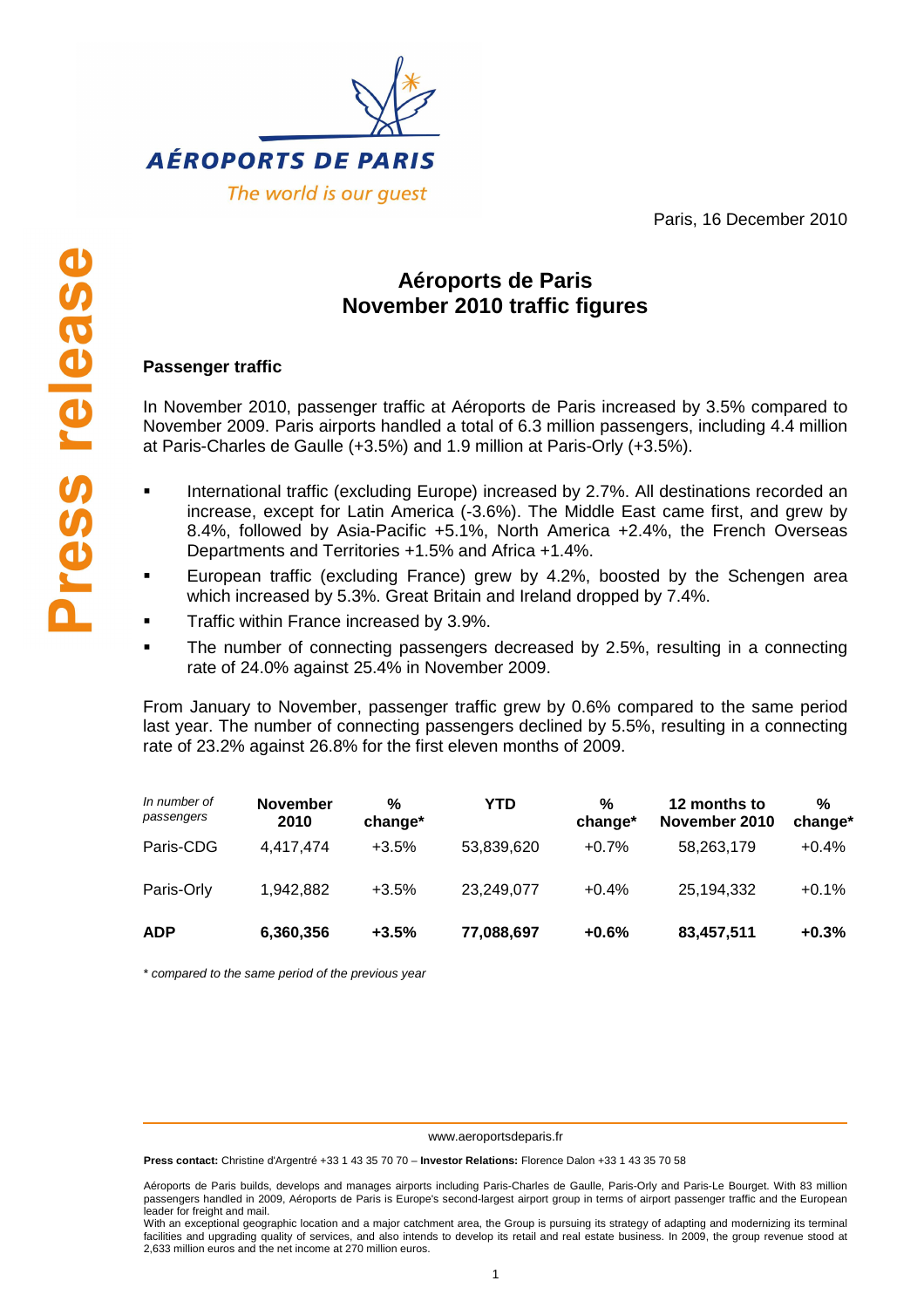AÉROPORTS DE PARIS

The world is our guest

Paris, 16 December 2010

Press release

# Aéroports de Paris
# November 2010 traffic figures

## Passenger traffic

In November 2010, passenger traffic at Aéroports de Paris increased by 3.5% compared to November 2009. Paris airports handled a total of 6.3 million passengers, including 4.4 million at Paris-Charles de Gaulle (+3.5%) and 1.9 million at Paris-Orly (+3.5%).

- International traffic (excluding Europe) increased by 2.7%. All destinations recorded an increase, except for Latin America (-3.6%). The Middle East came first, and grew by 8.4%, followed by Asia-Pacific +5.1%, North America +2.4%, the French Overseas Departments and Territories +1.5% and Africa +1.4%.
- European traffic (excluding France) grew by 4.2%, boosted by the Schengen area which increased by 5.3%. Great Britain and Ireland dropped by 7.4%.
- Traffic within France increased by 3.9%.
- The number of connecting passengers decreased by 2.5%, resulting in a connecting rate of 24.0% against 25.4% in November 2009.

From January to November, passenger traffic grew by 0.6% compared to the same period last year. The number of connecting passengers declined by 5.5%, resulting in a connecting rate of 23.2% against 26.8% for the first eleven months of 2009.

| *In number of passengers* | **November 2010** | **% change*** | **YTD** | **% change*** | **12 months to November 2010** | **% change*** |
|---|---|---|---|---|---|---|
| Paris-CDG | 4,417,474 | +3.5% | 53,839,620 | +0.7% | 58,263,179 | +0.4% |
| Paris-Orly | 1,942,882 | +3.5% | 23,249,077 | +0.4% | 25,194,332 | +0.1% |
| **ADP** | **6,360,356** | **+3.5%** | **77,088,697** | **+0.6%** | **83,457,511** | **+0.3%** |

*\* compared to the same period of the previous year*

www.aeroportsdeparis.fr

**Press contact:** Christine d'Argentré +33 1 43 35 70 70 – **Investor Relations:** Florence Dalon +33 1 43 35 70 58

Aéroports de Paris builds, develops and manages airports including Paris-Charles de Gaulle, Paris-Orly and Paris-Le Bourget. With 83 million passengers handled in 2009, Aéroports de Paris is Europe's second-largest airport group in terms of airport passenger traffic and the European leader for freight and mail.
With an exceptional geographic location and a major catchment area, the Group is pursuing its strategy of adapting and modernizing its terminal facilities and upgrading quality of services, and also intends to develop its retail and real estate business. In 2009, the group revenue stood at 2,633 million euros and the net income at 270 million euros.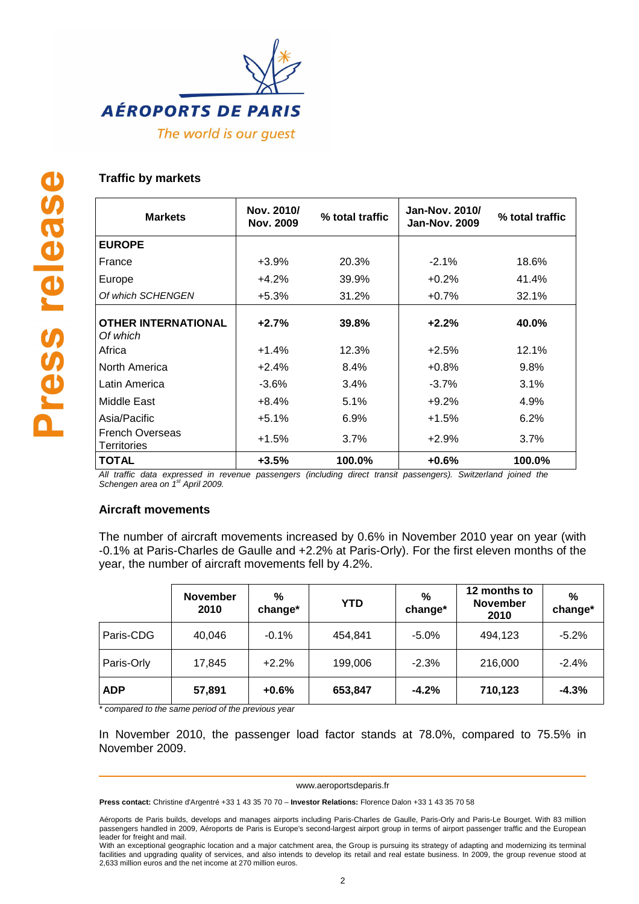## Traffic by markets

| Markets | Nov. 2010/ Nov. 2009 | % total traffic | Jan-Nov. 2010/ Jan-Nov. 2009 | % total traffic |
|---|---|---|---|---|
| **EUROPE** | | | | |
| France | +3.9% | 20.3% | -2.1% | 18.6% |
| Europe | +4.2% | 39.9% | +0.2% | 41.4% |
| *Of which SCHENGEN* | +5.3% | 31.2% | +0.7% | 32.1% |
| **OTHER INTERNATIONAL** *Of which* | **+2.7%** | **39.8%** | **+2.2%** | **40.0%** |
| Africa | +1.4% | 12.3% | +2.5% | 12.1% |
| North America | +2.4% | 8.4% | +0.8% | 9.8% |
| Latin America | -3.6% | 3.4% | -3.7% | 3.1% |
| Middle East | +8.4% | 5.1% | +9.2% | 4.9% |
| Asia/Pacific | +5.1% | 6.9% | +1.5% | 6.2% |
| French Overseas Territories | +1.5% | 3.7% | +2.9% | 3.7% |
| **TOTAL** | **+3.5%** | **100.0%** | **+0.6%** | **100.0%** |

*All traffic data expressed in revenue passengers (including direct transit passengers). Switzerland joined the Schengen area on 1st April 2009.*

## Aircraft movements

The number of aircraft movements increased by 0.6% in November 2010 year on year (with -0.1% at Paris-Charles de Gaulle and +2.2% at Paris-Orly). For the first eleven months of the year, the number of aircraft movements fell by 4.2%.

| | November 2010 | % change* | YTD | % change* | 12 months to November 2010 | % change* |
|---|---|---|---|---|---|---|
| Paris-CDG | 40,046 | -0.1% | 454,841 | -5.0% | 494,123 | -5.2% |
| Paris-Orly | 17,845 | +2.2% | 199,006 | -2.3% | 216,000 | -2.4% |
| **ADP** | **57,891** | **+0.6%** | **653,847** | **-4.2%** | **710,123** | **-4.3%** |

*\* compared to the same period of the previous year*

In November 2010, the passenger load factor stands at 78.0%, compared to 75.5% in November 2009.

www.aeroportsdeparis.fr

**Press contact:** Christine d'Argentré +33 1 43 35 70 70 – **Investor Relations:** Florence Dalon +33 1 43 35 70 58

Aéroports de Paris builds, develops and manages airports including Paris-Charles de Gaulle, Paris-Orly and Paris-Le Bourget. With 83 million passengers handled in 2009, Aéroports de Paris is Europe's second-largest airport group in terms of airport passenger traffic and the European leader for freight and mail.
With an exceptional geographic location and a major catchment area, the Group is pursuing its strategy of adapting and modernizing its terminal facilities and upgrading quality of services, and also intends to develop its retail and real estate business. In 2009, the group revenue stood at 2,633 million euros and the net income at 270 million euros.